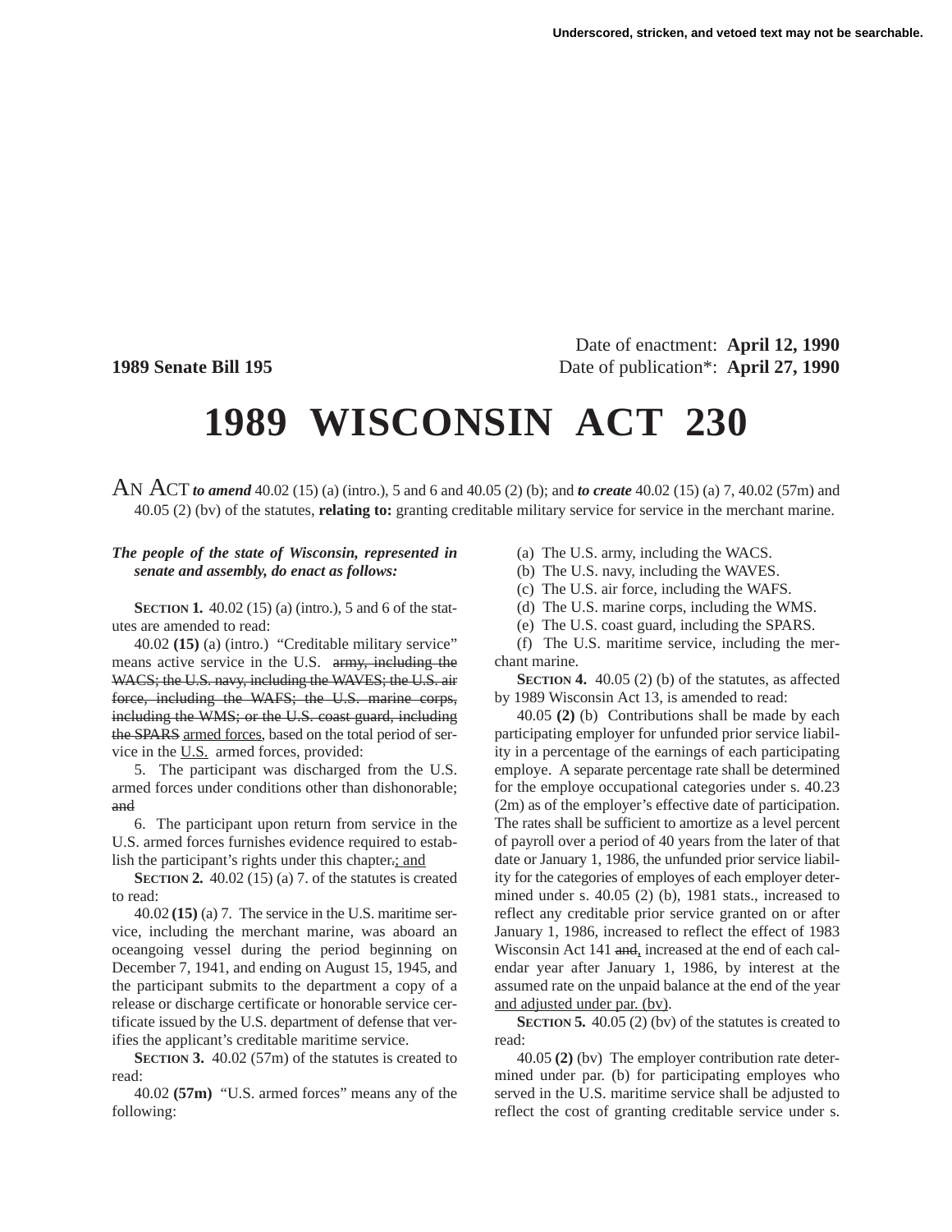Underscored, stricken, and vetoed text may not be searchable.

**1989 Senate Bill 195**

Date of enactment: **April 12, 1990**
Date of publication*: **April 27, 1990**

# 1989 WISCONSIN ACT 230

AN ACT ***to amend*** 40.02 (15) (a) (intro.), 5 and 6 and 40.05 (2) (b); and ***to create*** 40.02 (15) (a) 7, 40.02 (57m) and 40.05 (2) (bv) of the statutes, **relating to:** granting creditable military service for service in the merchant marine.

***The people of the state of Wisconsin, represented in senate and assembly, do enact as follows:***

**SECTION 1.** 40.02 (15) (a) (intro.), 5 and 6 of the statutes are amended to read:

40.02 **(15)** (a) (intro.) "Creditable military service" means active service in the U.S. ~~army, including the WACS; the U.S. navy, including the WAVES; the U.S. air force, including the WAFS; the U.S. marine corps, including the WMS; or the U.S. coast guard, including the SPARS~~ armed forces, based on the total period of service in the U.S. armed forces, provided:

5. The participant was discharged from the U.S. armed forces under conditions other than dishonorable; ~~and~~

6. The participant upon return from service in the U.S. armed forces furnishes evidence required to establish the participant's rights under this chapter~~.~~; and

**SECTION 2.** 40.02 (15) (a) 7. of the statutes is created to read:

40.02 **(15)** (a) 7. The service in the U.S. maritime service, including the merchant marine, was aboard an oceangoing vessel during the period beginning on December 7, 1941, and ending on August 15, 1945, and the participant submits to the department a copy of a release or discharge certificate or honorable service certificate issued by the U.S. department of defense that verifies the applicant's creditable maritime service.

**SECTION 3.** 40.02 (57m) of the statutes is created to read:

40.02 **(57m)** "U.S. armed forces" means any of the following:

(a) The U.S. army, including the WACS.

(b) The U.S. navy, including the WAVES.

(c) The U.S. air force, including the WAFS.

(d) The U.S. marine corps, including the WMS.

(e) The U.S. coast guard, including the SPARS.

(f) The U.S. maritime service, including the merchant marine.

**SECTION 4.** 40.05 (2) (b) of the statutes, as affected by 1989 Wisconsin Act 13, is amended to read:

40.05 **(2)** (b) Contributions shall be made by each participating employer for unfunded prior service liability in a percentage of the earnings of each participating employe. A separate percentage rate shall be determined for the employe occupational categories under s. 40.23 (2m) as of the employer's effective date of participation. The rates shall be sufficient to amortize as a level percent of payroll over a period of 40 years from the later of that date or January 1, 1986, the unfunded prior service liability for the categories of employes of each employer determined under s. 40.05 (2) (b), 1981 stats., increased to reflect any creditable prior service granted on or after January 1, 1986, increased to reflect the effect of 1983 Wisconsin Act 141 ~~and~~, increased at the end of each calendar year after January 1, 1986, by interest at the assumed rate on the unpaid balance at the end of the year and adjusted under par. (bv).

**SECTION 5.** 40.05 (2) (bv) of the statutes is created to read:

40.05 **(2)** (bv) The employer contribution rate determined under par. (b) for participating employes who served in the U.S. maritime service shall be adjusted to reflect the cost of granting creditable service under s.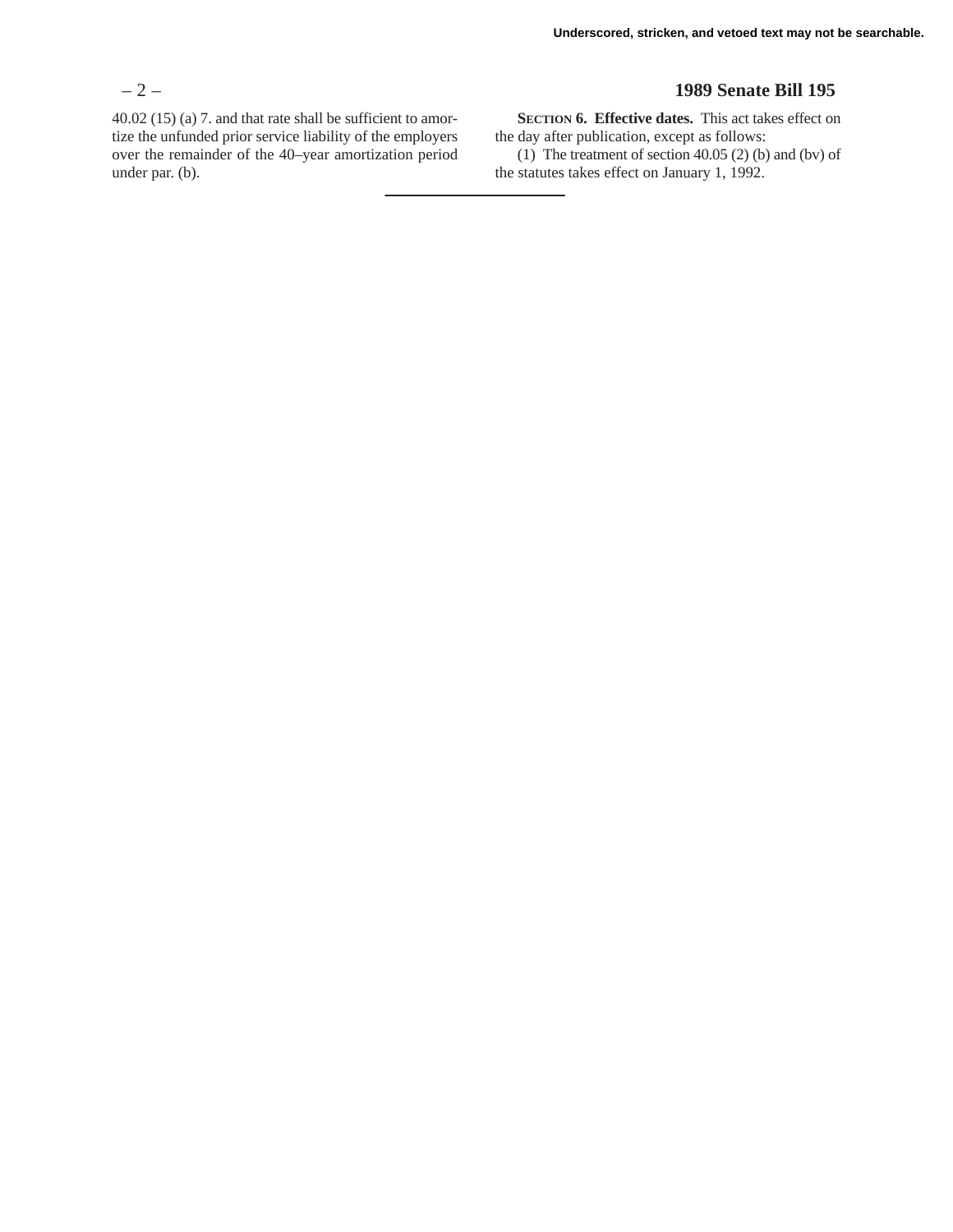40.02 (15) (a) 7. and that rate shall be sufficient to amortize the unfunded prior service liability of the employers over the remainder of the 40–year amortization period under par. (b).

**SECTION 6. Effective dates.** This act takes effect on the day after publication, except as follows:

(1) The treatment of section 40.05 (2) (b) and (bv) of the statutes takes effect on January 1, 1992.